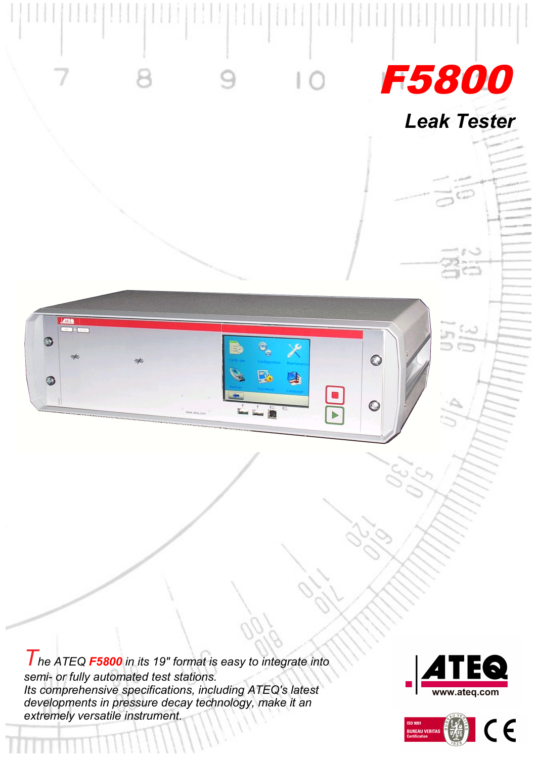# F5800

## Leak Tester

*The ATEQ **F5800** in its 19" format is easy to integrate into semi- or fully automated test stations.*
*Its comprehensive specifications, including ATEQ's latest developments in pressure decay technology, make it an extremely versatile instrument.*

ATEQ
www.ateq.com

ISO 9001
BUREAU VERITAS
Certification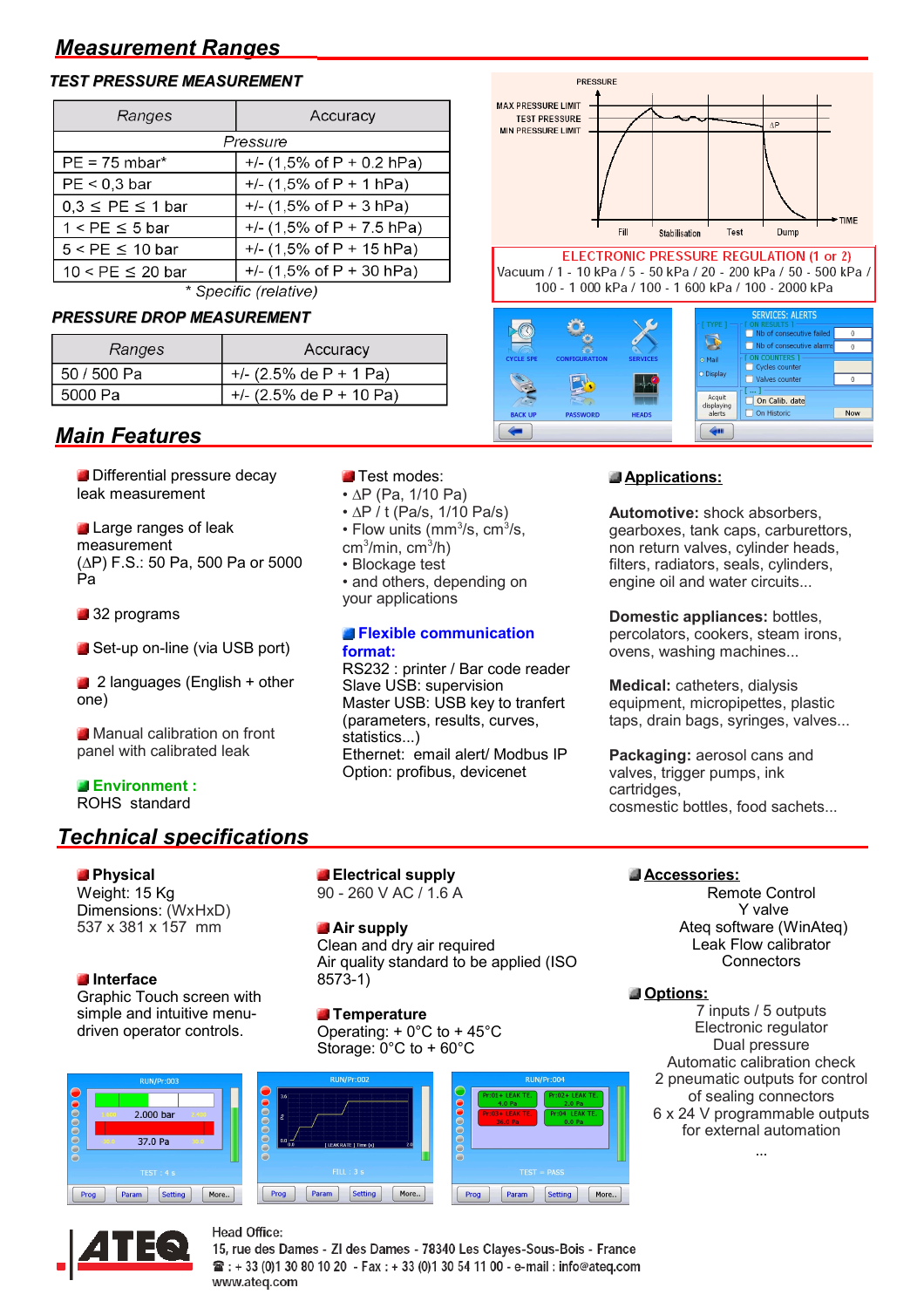## Measurement Ranges

### TEST PRESSURE MEASUREMENT

| Ranges | Accuracy |
|---|---|
| *Pressure* | |
| PE = 75 mbar* | +/- (1,5% of P + 0.2 hPa) |
| PE < 0,3 bar | +/- (1,5% of P + 1 hPa) |
| 0,3 ≤ PE ≤ 1 bar | +/- (1,5% of P + 3 hPa) |
| 1 < PE ≤ 5 bar | +/- (1,5% of P + 7.5 hPa) |
| 5 < PE ≤ 10 bar | +/- (1,5% of P + 15 hPa) |
| 10 < PE ≤ 20 bar | +/- (1,5% of P + 30 hPa) |

\* *Specific (relative)*

PRESSURE

MAX PRESSURE LIMIT

TEST PRESSURE

MIN PRESSURE LIMIT

ΔP

TIME

Fill Stabilisation Test Dump

ELECTRONIC PRESSURE REGULATION (1 or 2)

Vacuum / 1 - 10 kPa / 5 - 50 kPa / 20 - 200 kPa / 50 - 500 kPa / 100 - 1 000 kPa / 100 - 1 600 kPa / 100 - 2000 kPa

### PRESSURE DROP MEASUREMENT

| Ranges | Accuracy |
|---|---|
| 50 / 500 Pa | +/- (2.5% de P + 1 Pa) |
| 5000 Pa | +/- (2.5% de P + 10 Pa) |

## Main Features

- Differential pressure decay leak measurement
- Large ranges of leak measurement (ΔP) F.S.: 50 Pa, 500 Pa or 5000 Pa
- 32 programs
- Set-up on-line (via USB port)
- 2 languages (English + other one)
- Manual calibration on front panel with calibrated leak
- **Environment :** ROHS standard

Test modes:
- ΔP (Pa, 1/10 Pa)
- ΔP / t (Pa/s, 1/10 Pa/s)
- Flow units (mm³/s, cm³/s, cm³/min, cm³/h)
- Blockage test
- and others, depending on your applications

**Flexible communication format:**
RS232 : printer / Bar code reader
Slave USB: supervision
Master USB: USB key to tranfert (parameters, results, curves, statistics...)
Ethernet: email alert/ Modbus IP
Option: profibus, devicenet

**Applications:**

**Automotive:** shock absorbers, gearboxes, tank caps, carburettors, non return valves, cylinder heads, filters, radiators, seals, cylinders, engine oil and water circuits...

**Domestic appliances:** bottles, percolators, cookers, steam irons, ovens, washing machines...

**Medical:** catheters, dialysis equipment, micropipettes, plastic taps, drain bags, syringes, valves...

**Packaging:** aerosol cans and valves, trigger pumps, ink cartridges, cosmestic bottles, food sachets...

## Technical specifications

**Physical**
Weight: 15 Kg
Dimensions: (WxHxD)
537 x 381 x 157 mm

**Interface**
Graphic Touch screen with simple and intuitive menu-driven operator controls.

**Electrical supply**
90 - 260 V AC / 1.6 A

**Air supply**
Clean and dry air required
Air quality standard to be applied (ISO 8573-1)

**Temperature**
Operating: + 0°C to + 45°C
Storage: 0°C to + 60°C

**Accessories:**
Remote Control
Y valve
Ateq software (WinAteq)
Leak Flow calibrator
Connectors

**Options:**
7 inputs / 5 outputs
Electronic regulator
Dual pressure
Automatic calibration check
2 pneumatic outputs for control of sealing connectors
6 x 24 V programmable outputs for external automation
...

Head Office:
15, rue des Dames - ZI des Dames - 78340 Les Clayes-Sous-Bois - France
☎ : + 33 (0)1 30 80 10 20 - Fax : + 33 (0)1 30 54 11 00 - e-mail : info@ateq.com
www.ateq.com